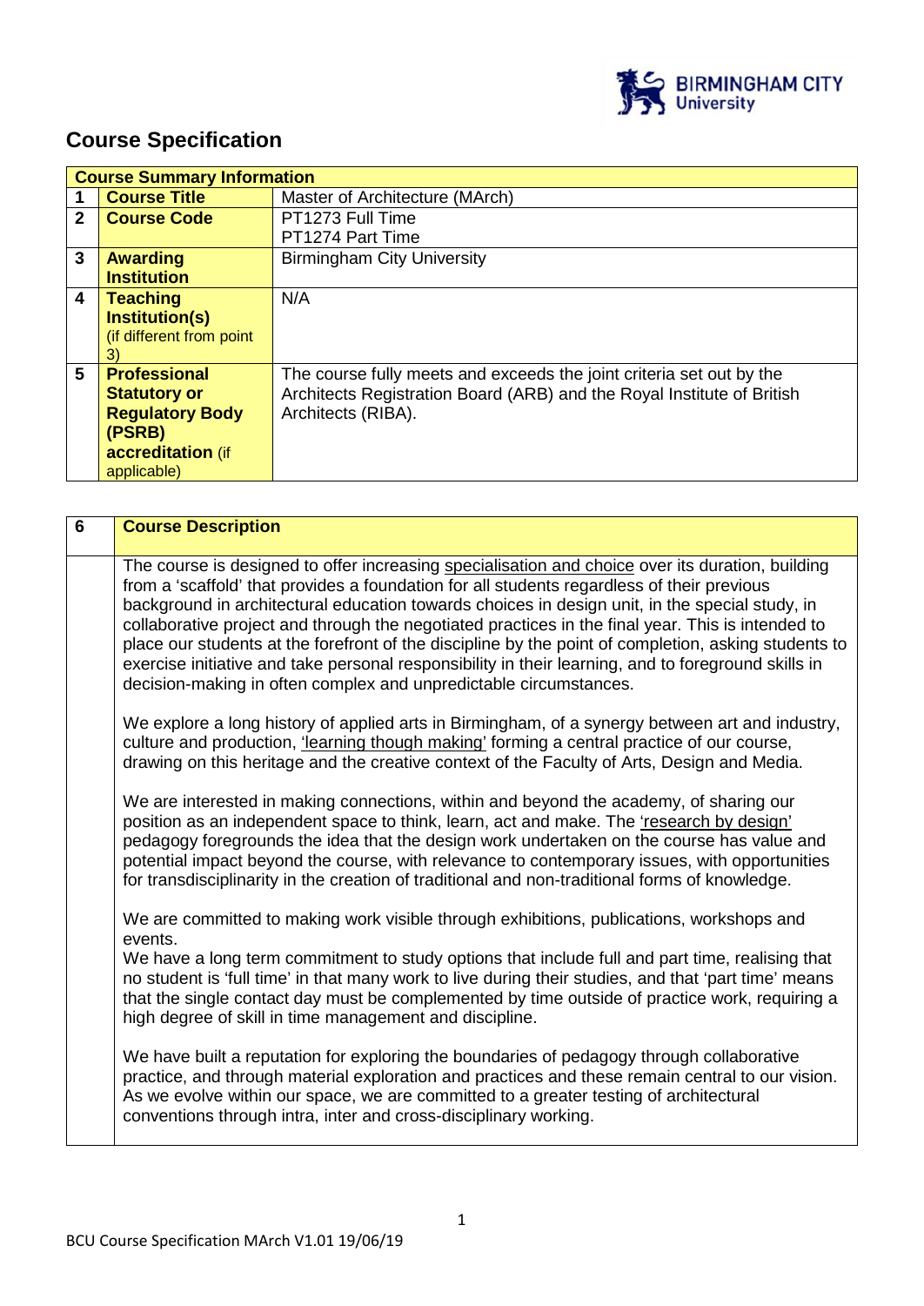# Course Specification

| Course Summary Information | | |
|---|---|---|
| 1 | **Course Title** | Master of Architecture (MArch) |
| 2 | **Course Code** | PT1273 Full Time<br>PT1274 Part Time |
| 3 | **Awarding Institution** | Birmingham City University |
| 4 | **Teaching Institution(s)** (if different from point 3) | N/A |
| 5 | **Professional Statutory or Regulatory Body (PSRB) accreditation** (if applicable) | The course fully meets and exceeds the joint criteria set out by the Architects Registration Board (ARB) and the Royal Institute of British Architects (RIBA). |

| 6 | Course Description |
|---|---|
| | The course is designed to offer increasing specialisation and choice over its duration, building from a 'scaffold' that provides a foundation for all students regardless of their previous background in architectural education towards choices in design unit, in the special study, in collaborative project and through the negotiated practices in the final year. This is intended to place our students at the forefront of the discipline by the point of completion, asking students to exercise initiative and take personal responsibility in their learning, and to foreground skills in decision-making in often complex and unpredictable circumstances.<br><br>We explore a long history of applied arts in Birmingham, of a synergy between art and industry, culture and production, 'learning though making' forming a central practice of our course, drawing on this heritage and the creative context of the Faculty of Arts, Design and Media.<br><br>We are interested in making connections, within and beyond the academy, of sharing our position as an independent space to think, learn, act and make. The 'research by design' pedagogy foregrounds the idea that the design work undertaken on the course has value and potential impact beyond the course, with relevance to contemporary issues, with opportunities for transdisciplinarity in the creation of traditional and non-traditional forms of knowledge.<br><br>We are committed to making work visible through exhibitions, publications, workshops and events.<br>We have a long term commitment to study options that include full and part time, realising that no student is 'full time' in that many work to live during their studies, and that 'part time' means that the single contact day must be complemented by time outside of practice work, requiring a high degree of skill in time management and discipline.<br><br>We have built a reputation for exploring the boundaries of pedagogy through collaborative practice, and through material exploration and practices and these remain central to our vision. As we evolve within our space, we are committed to a greater testing of architectural conventions through intra, inter and cross-disciplinary working. |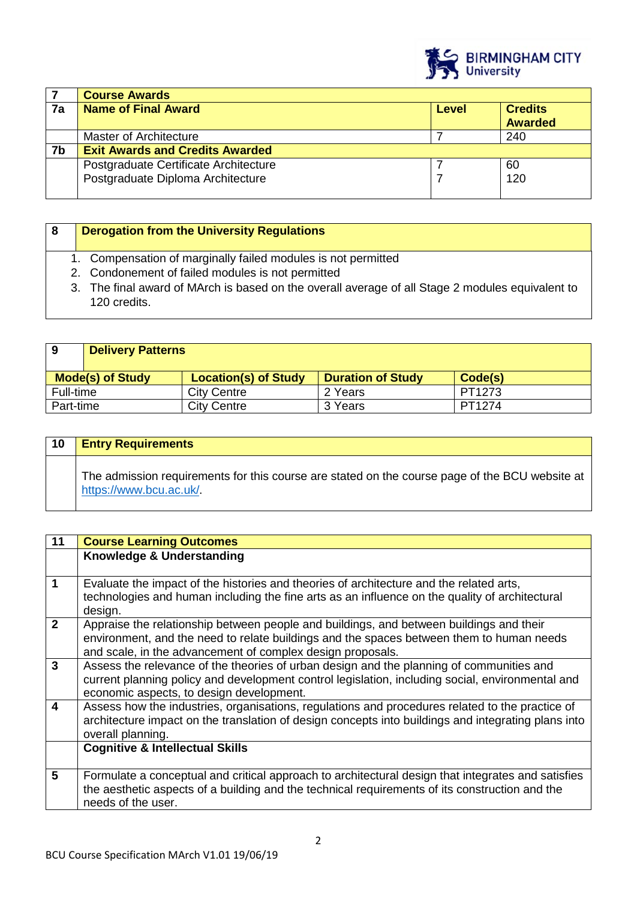| 7 | Course Awards | | |
|---|---|---|---|
| **7a** | **Name of Final Award** | **Level** | **Credits Awarded** |
| | Master of Architecture | 7 | 240 |
| **7b** | **Exit Awards and Credits Awarded** | | |
| | Postgraduate Certificate Architecture<br>Postgraduate Diploma Architecture | 7<br>7 | 60<br>120 |

| 8 | Derogation from the University Regulations |
|---|---|

1. Compensation of marginally failed modules is not permitted
2. Condonement of failed modules is not permitted
3. The final award of MArch is based on the overall average of all Stage 2 modules equivalent to 120 credits.

| 9 | Delivery Patterns | | |
|---|---|---|---|
| **Mode(s) of Study** | **Location(s) of Study** | **Duration of Study** | **Code(s)** |
| Full-time | City Centre | 2 Years | PT1273 |
| Part-time | City Centre | 3 Years | PT1274 |

| 10 | Entry Requirements |
|---|---|
| | The admission requirements for this course are stated on the course page of the BCU website at https://www.bcu.ac.uk/. |

| 11 | Course Learning Outcomes |
|---|---|
| | **Knowledge & Understanding** |
| **1** | Evaluate the impact of the histories and theories of architecture and the related arts, technologies and human including the fine arts as an influence on the quality of architectural design. |
| **2** | Appraise the relationship between people and buildings, and between buildings and their environment, and the need to relate buildings and the spaces between them to human needs and scale, in the advancement of complex design proposals. |
| **3** | Assess the relevance of the theories of urban design and the planning of communities and current planning policy and development control legislation, including social, environmental and economic aspects, to design development. |
| **4** | Assess how the industries, organisations, regulations and procedures related to the practice of architecture impact on the translation of design concepts into buildings and integrating plans into overall planning. |
| | **Cognitive & Intellectual Skills** |
| **5** | Formulate a conceptual and critical approach to architectural design that integrates and satisfies the aesthetic aspects of a building and the technical requirements of its construction and the needs of the user. |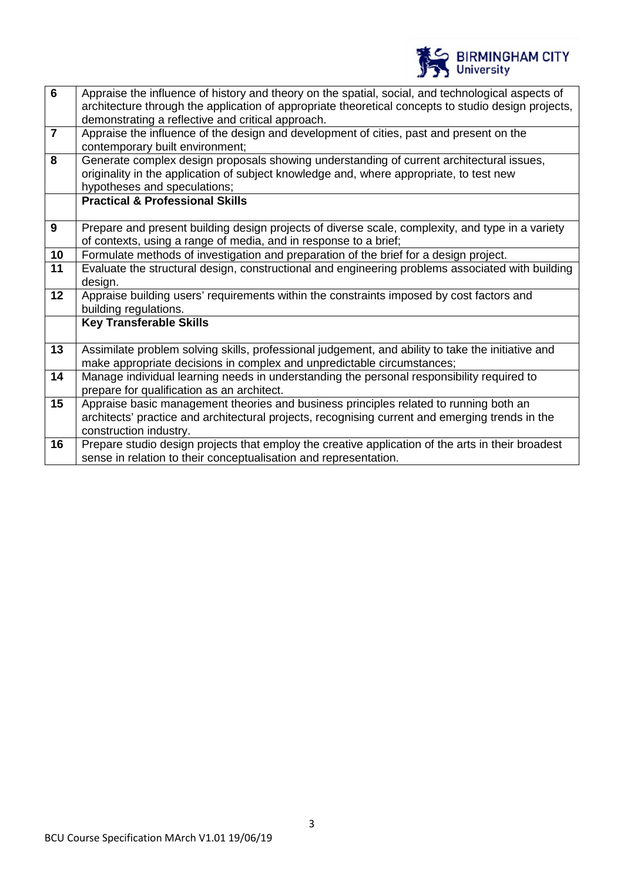| | |
|---|---|
| **6** | Appraise the influence of history and theory on the spatial, social, and technological aspects of architecture through the application of appropriate theoretical concepts to studio design projects, demonstrating a reflective and critical approach. |
| **7** | Appraise the influence of the design and development of cities, past and present on the contemporary built environment; |
| **8** | Generate complex design proposals showing understanding of current architectural issues, originality in the application of subject knowledge and, where appropriate, to test new hypotheses and speculations; |
| | **Practical & Professional Skills** |
| **9** | Prepare and present building design projects of diverse scale, complexity, and type in a variety of contexts, using a range of media, and in response to a brief; |
| **10** | Formulate methods of investigation and preparation of the brief for a design project. |
| **11** | Evaluate the structural design, constructional and engineering problems associated with building design. |
| **12** | Appraise building users' requirements within the constraints imposed by cost factors and building regulations. |
| | **Key Transferable Skills** |
| **13** | Assimilate problem solving skills, professional judgement, and ability to take the initiative and make appropriate decisions in complex and unpredictable circumstances; |
| **14** | Manage individual learning needs in understanding the personal responsibility required to prepare for qualification as an architect. |
| **15** | Appraise basic management theories and business principles related to running both an architects' practice and architectural projects, recognising current and emerging trends in the construction industry. |
| **16** | Prepare studio design projects that employ the creative application of the arts in their broadest sense in relation to their conceptualisation and representation. |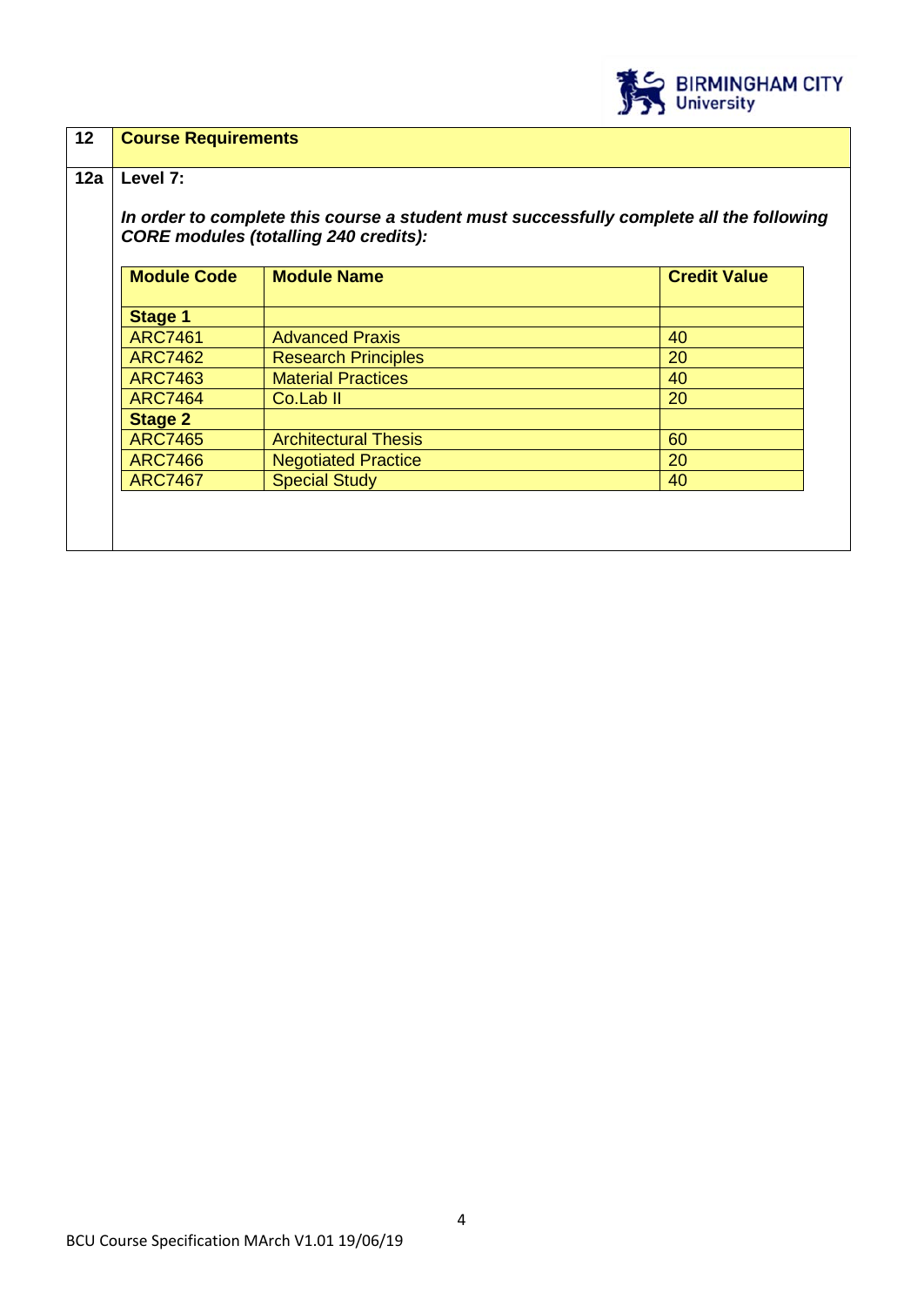| 12 | **Course Requirements** |
|---|---|

**12a** **Level 7:**

***In order to complete this course a student must successfully complete all the following CORE modules (totalling 240 credits):***

| Module Code | Module Name | Credit Value |
|---|---|---|
| **Stage 1** | | |
| ARC7461 | Advanced Praxis | 40 |
| ARC7462 | Research Principles | 20 |
| ARC7463 | Material Practices | 40 |
| ARC7464 | Co.Lab II | 20 |
| **Stage 2** | | |
| ARC7465 | Architectural Thesis | 60 |
| ARC7466 | Negotiated Practice | 20 |
| ARC7467 | Special Study | 40 |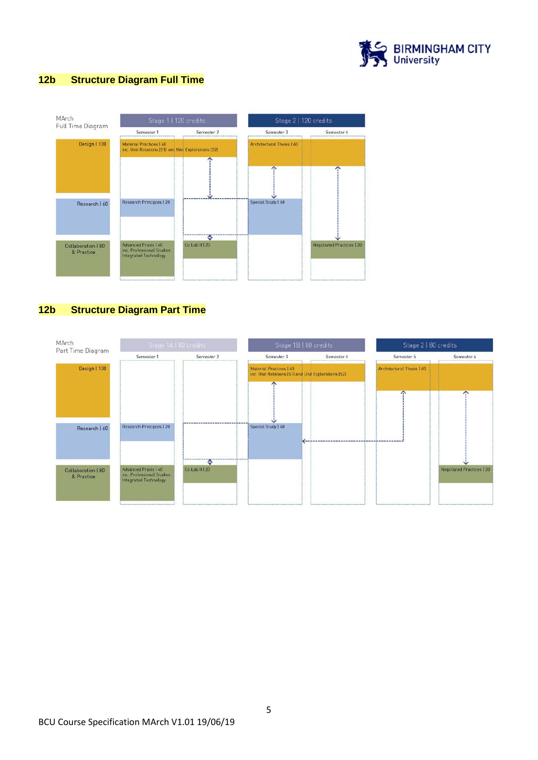## 12b Structure Diagram Full Time

MArch Full Time Diagram

| | Stage 1 \| 120 credits | | Stage 2 \| 120 credits | |
|---|---|---|---|---|
| | Semester 1 | Semester 2 | Semester 3 | Semester 4 |
| Design \| 100 | Material Practices \| 40 inc. Unit Rotations (S1) and Unit Explorations (S2) | | Architectural Thesis \| 60 | |
| Research \| 60 | Research Principles \| 20 | | Special Study \| 40 | |
| Collaboration \| 80 & Practice | Advanced Praxis \| 40 inc. Professional Studies Integrated Technology | Co Lab II \| 20 | | Negotiated Practices \| 20 |

## 12b Structure Diagram Part Time

MArch Part Time Diagram

| | Stage 1A \| 80 credits | | Stage 1B \| 80 credits | | Stage 2 \| 80 credits | |
|---|---|---|---|---|---|---|
| | Semester 1 | Semester 2 | Semester 3 | Semester 4 | Semester 5 | Semester 6 |
| Design \| 100 | | | Material Practices \| 40 inc. Unit Rotations (S1) and Unit Explorations (S2) | | Architectural Thesis \| 60 | |
| Research \| 60 | Research Principles \| 20 | | Special Study \| 40 | | | |
| Collaboration \| 80 & Practice | Advanced Praxis \| 40 inc. Professional Studies Integrated Technology | Co Lab II \| 20 | | | | Negotiated Practices \| 20 |

BCU Course Specification MArch V1.01 19/06/19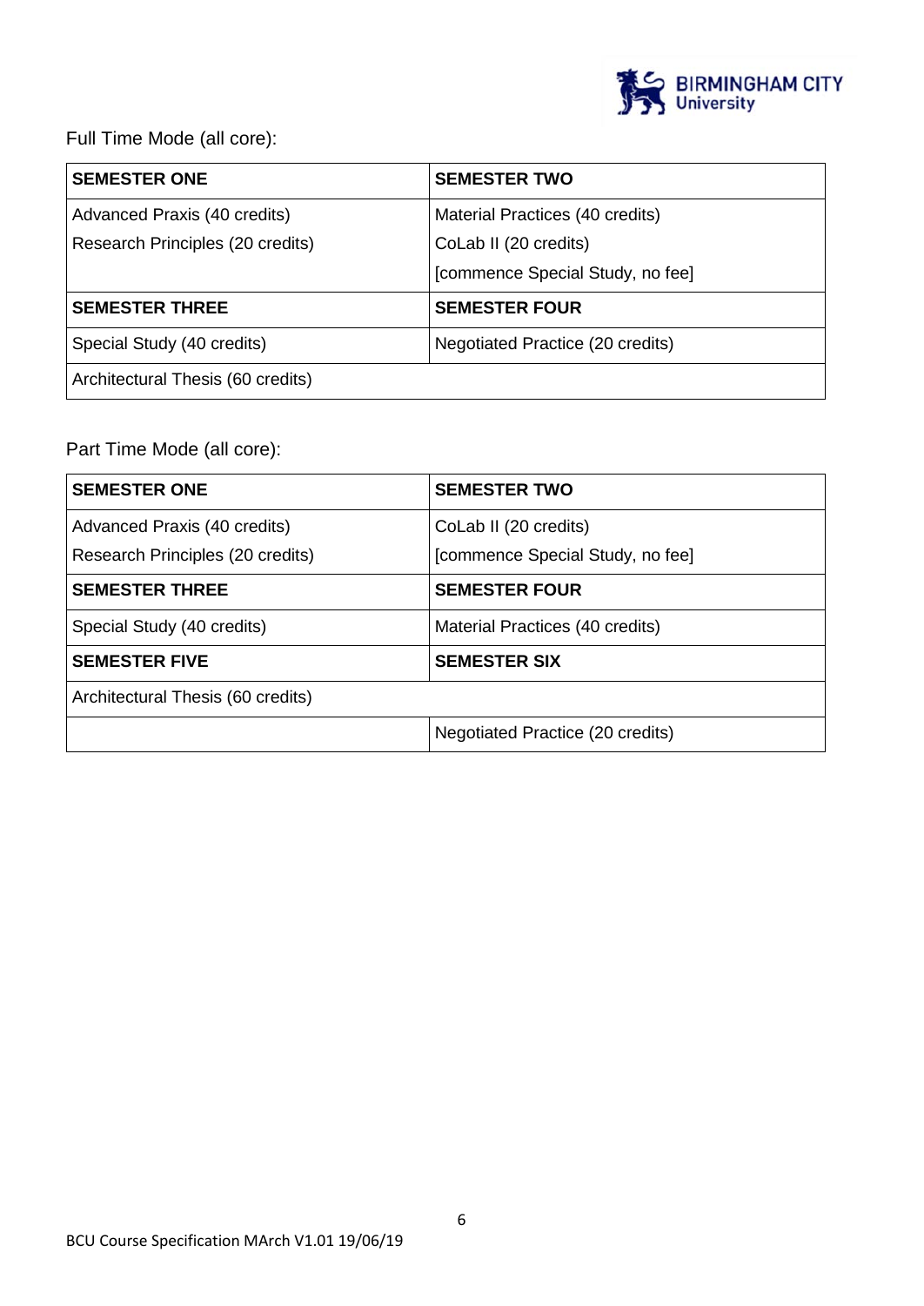Full Time Mode (all core):

| SEMESTER ONE | SEMESTER TWO |
| --- | --- |
| Advanced Praxis (40 credits)<br>Research Principles (20 credits) | Material Practices (40 credits)<br>CoLab II (20 credits)<br>[commence Special Study, no fee] |
| **SEMESTER THREE** | **SEMESTER FOUR** |
| Special Study (40 credits) | Negotiated Practice (20 credits) |
| Architectural Thesis (60 credits) | |

Part Time Mode (all core):

| SEMESTER ONE | SEMESTER TWO |
| --- | --- |
| Advanced Praxis (40 credits)<br>Research Principles (20 credits) | CoLab II (20 credits)<br>[commence Special Study, no fee] |
| **SEMESTER THREE** | **SEMESTER FOUR** |
| Special Study (40 credits) | Material Practices (40 credits) |
| **SEMESTER FIVE** | **SEMESTER SIX** |
| Architectural Thesis (60 credits) | |
| | Negotiated Practice (20 credits) |

BCU Course Specification MArch V1.01 19/06/19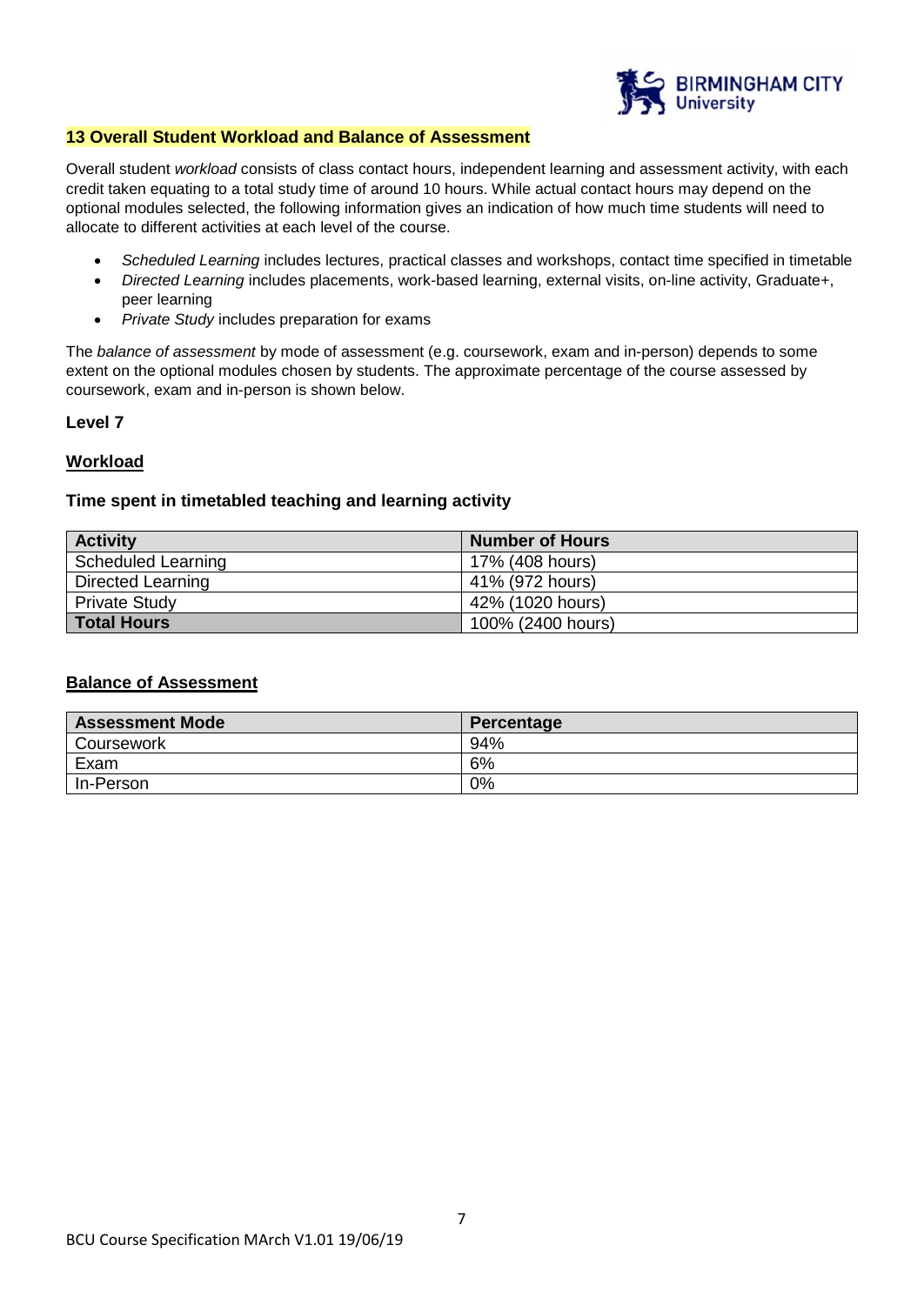## 13 Overall Student Workload and Balance of Assessment

Overall student *workload* consists of class contact hours, independent learning and assessment activity, with each credit taken equating to a total study time of around 10 hours. While actual contact hours may depend on the optional modules selected, the following information gives an indication of how much time students will need to allocate to different activities at each level of the course.

- *Scheduled Learning* includes lectures, practical classes and workshops, contact time specified in timetable
- *Directed Learning* includes placements, work-based learning, external visits, on-line activity, Graduate+, peer learning
- *Private Study* includes preparation for exams

The *balance of assessment* by mode of assessment (e.g. coursework, exam and in-person) depends to some extent on the optional modules chosen by students. The approximate percentage of the course assessed by coursework, exam and in-person is shown below.

### Level 7

#### Workload

**Time spent in timetabled teaching and learning activity**

| Activity | Number of Hours |
| --- | --- |
| Scheduled Learning | 17% (408 hours) |
| Directed Learning | 41% (972 hours) |
| Private Study | 42% (1020 hours) |
| **Total Hours** | 100% (2400 hours) |

#### Balance of Assessment

| Assessment Mode | Percentage |
| --- | --- |
| Coursework | 94% |
| Exam | 6% |
| In-Person | 0% |